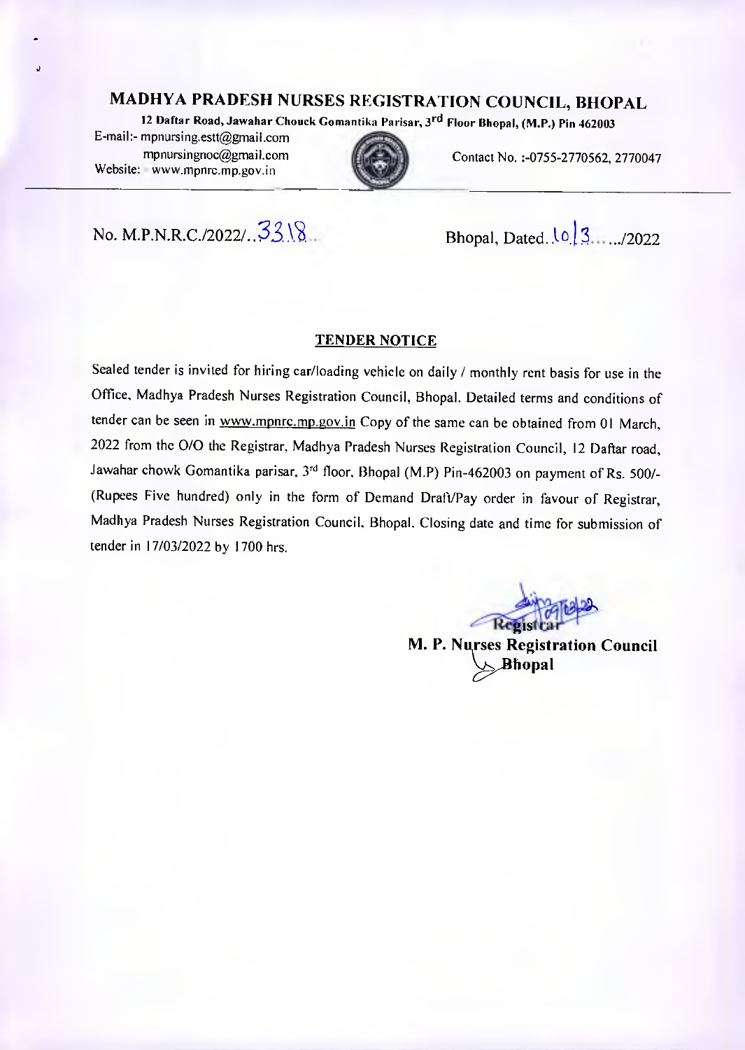# MADHYA PRADESH NURSES REGISTRATION COUNCIL, BHOPAL

**12 Daftar Road, Jawahar Chouck Gomantika Parisar, 3rd Floor Bhopal, (M.P.) Pin 462003**

E-mail:- mpnursing.estt@gmail.com
mpnursingnoc@gmail.com
Website: www.mpnrc.mp.gov.in

Contact No. :-0755-2770562, 2770047

No. M.P.N.R.C./2022/..3318..

Bhopal, Dated..10/3....../2022

## TENDER NOTICE

Sealed tender is invited for hiring car/loading vehicle on daily / monthly rent basis for use in the Office, Madhya Pradesh Nurses Registration Council, Bhopal. Detailed terms and conditions of tender can be seen in www.mpnrc.mp.gov.in Copy of the same can be obtained from 01 March, 2022 from the O/O the Registrar, Madhya Pradesh Nurses Registration Council, 12 Daftar road, Jawahar chowk Gomantika parisar, 3rd floor, Bhopal (M.P) Pin-462003 on payment of Rs. 500/- (Rupees Five hundred) only in the form of Demand Draft/Pay order in favour of Registrar, Madhya Pradesh Nurses Registration Council, Bhopal. Closing date and time for submission of tender in 17/03/2022 by 1700 hrs.

09/03/22
Registrar
**M. P. Nurses Registration Council**
**Bhopal**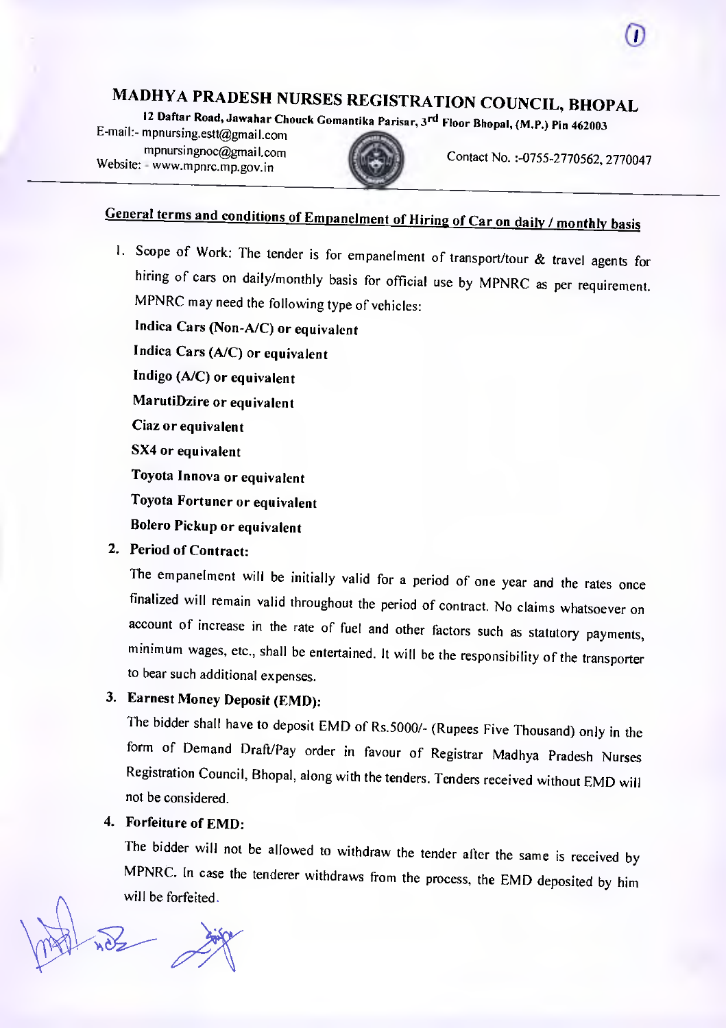# MADHYA PRADESH NURSES REGISTRATION COUNCIL, BHOPAL

12 Daftar Road, Jawahar Chouck Gomantika Parisar, 3rd Floor Bhopal, (M.P.) Pin 462003

E-mail:- mpnursing.estt@gmail.com
mpnursingnoc@gmail.com
Website: - www.mpnrc.mp.gov.in

Contact No. :-0755-2770562, 2770047

## General terms and conditions of Empanelment of Hiring of Car on daily / monthly basis

1. Scope of Work: The tender is for empanelment of transport/tour & travel agents for hiring of cars on daily/monthly basis for official use by MPNRC as per requirement. MPNRC may need the following type of vehicles:

   **Indica Cars (Non-A/C) or equivalent**

   **Indica Cars (A/C) or equivalent**

   **Indigo (A/C) or equivalent**

   **MarutiDzire or equivalent**

   **Ciaz or equivalent**

   **SX4 or equivalent**

   **Toyota Innova or equivalent**

   **Toyota Fortuner or equivalent**

   **Bolero Pickup or equivalent**

2. **Period of Contract:**

   The empanelment will be initially valid for a period of one year and the rates once finalized will remain valid throughout the period of contract. No claims whatsoever on account of increase in the rate of fuel and other factors such as statutory payments, minimum wages, etc., shall be entertained. It will be the responsibility of the transporter to bear such additional expenses.

3. **Earnest Money Deposit (EMD):**

   The bidder shall have to deposit EMD of Rs.5000/- (Rupees Five Thousand) only in the form of Demand Draft/Pay order in favour of Registrar Madhya Pradesh Nurses Registration Council, Bhopal, along with the tenders. Tenders received without EMD will not be considered.

4. **Forfeiture of EMD:**

   The bidder will not be allowed to withdraw the tender after the same is received by MPNRC. In case the tenderer withdraws from the process, the EMD deposited by him will be forfeited.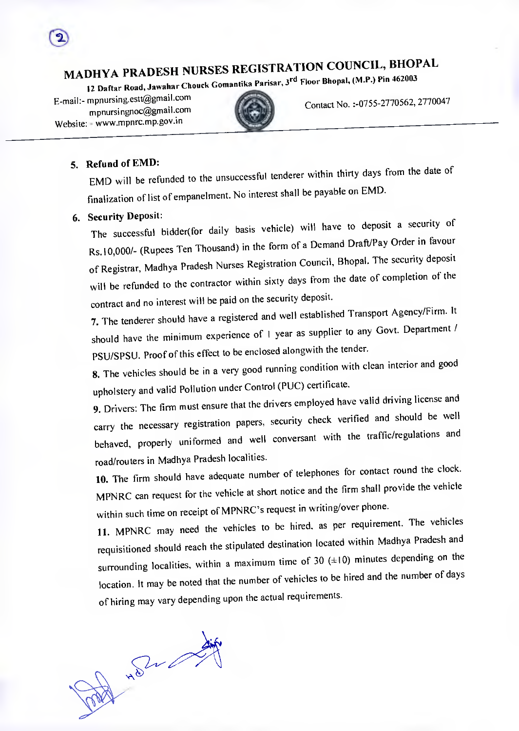## MADHYA PRADESH NURSES REGISTRATION COUNCIL, BHOPAL

**12 Daftar Road, Jawahar Chouck Gomantika Parisar, 3rd Floor Bhopal, (M.P.) Pin 462003**

E-mail:- mpnursing.estt@gmail.com
mpnursingnoc@gmail.com
Website: - www.mpnrc.mp.gov.in

Contact No. :-0755-2770562, 2770047

5. **Refund of EMD:**
EMD will be refunded to the unsuccessful tenderer within thirty days from the date of finalization of list of empanelment. No interest shall be payable on EMD.

6. **Security Deposit:**
The successful bidder(for daily basis vehicle) will have to deposit a security of Rs.10,000/- (Rupees Ten Thousand) in the form of a Demand Draft/Pay Order in favour of Registrar, Madhya Pradesh Nurses Registration Council, Bhopal. The security deposit will be refunded to the contractor within sixty days from the date of completion of the contract and no interest will be paid on the security deposit.

7. The tenderer should have a registered and well established Transport Agency/Firm. It should have the minimum experience of 1 year as supplier to any Govt. Department / PSU/SPSU. Proof of this effect to be enclosed alongwith the tender.

8. The vehicles should be in a very good running condition with clean interior and good upholstery and valid Pollution under Control (PUC) certificate.

9. Drivers: The firm must ensure that the drivers employed have valid driving license and carry the necessary registration papers, security check verified and should be well behaved, properly uniformed and well conversant with the traffic/regulations and road/routers in Madhya Pradesh localities.

10. The firm should have adequate number of telephones for contact round the clock. MPNRC can request for the vehicle at short notice and the firm shall provide the vehicle within such time on receipt of MPNRC's request in writing/over phone.

11. MPNRC may need the vehicles to be hired, as per requirement. The vehicles requisitioned should reach the stipulated destination located within Madhya Pradesh and surrounding localities, within a maximum time of 30 (±10) minutes depending on the location. It may be noted that the number of vehicles to be hired and the number of days of hiring may vary depending upon the actual requirements.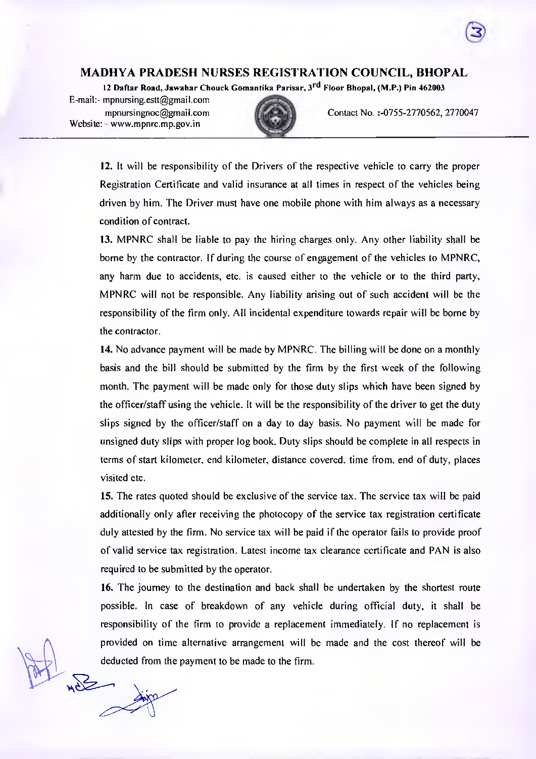# MADHYA PRADESH NURSES REGISTRATION COUNCIL, BHOPAL

**12 Daftar Road, Jawahar Chouck Gomantika Parisar, 3rd Floor Bhopal, (M.P.) Pin 462003**

E-mail:- mpnursing.estt@gmail.com
mpnursingnoc@gmail.com
Website: - www.mpnrc.mp.gov.in

Contact No. :-0755-2770562, 2770047

**12.** It will be responsibility of the Drivers of the respective vehicle to carry the proper Registration Certificate and valid insurance at all times in respect of the vehicles being driven by him. The Driver must have one mobile phone with him always as a necessary condition of contract.

**13.** MPNRC shall be liable to pay the hiring charges only. Any other liability shall be borne by the contractor. If during the course of engagement of the vehicles to MPNRC, any harm due to accidents, etc. is caused either to the vehicle or to the third party, MPNRC will not be responsible. Any liability arising out of such accident will be the responsibility of the firm only. All incidental expenditure towards repair will be borne by the contractor.

**14.** No advance payment will be made by MPNRC. The billing will be done on a monthly basis and the bill should be submitted by the firm by the first week of the following month. The payment will be made only for those duty slips which have been signed by the officer/staff using the vehicle. It will be the responsibility of the driver to get the duty slips signed by the officer/staff on a day to day basis. No payment will be made for unsigned duty slips with proper log book. Duty slips should be complete in all respects in terms of start kilometer, end kilometer, distance covered, time from, end of duty, places visited etc.

**15.** The rates quoted should be exclusive of the service tax. The service tax will be paid additionally only after receiving the photocopy of the service tax registration certificate duly attested by the firm. No service tax will be paid if the operator fails to provide proof of valid service tax registration. Latest income tax clearance certificate and PAN is also required to be submitted by the operator.

**16.** The journey to the destination and back shall be undertaken by the shortest route possible. In case of breakdown of any vehicle during official duty, it shall be responsibility of the firm to provide a replacement immediately. If no replacement is provided on time alternative arrangement will be made and the cost thereof will be deducted from the payment to be made to the firm.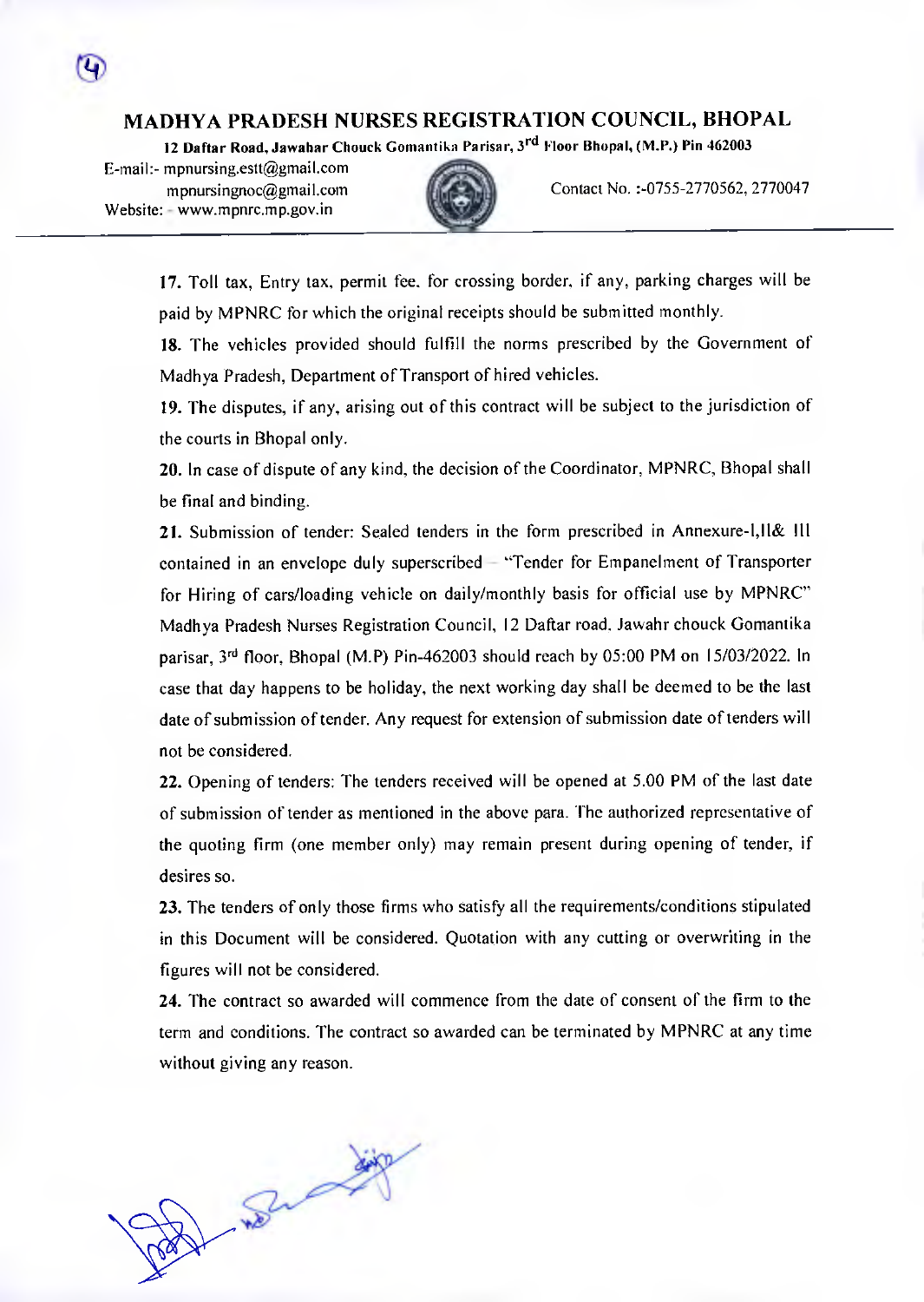# MADHYA PRADESH NURSES REGISTRATION COUNCIL, BHOPAL

**12 Daftar Road, Jawahar Chouck Gomantika Parisar, 3rd Floor Bhopal, (M.P.) Pin 462003**

E-mail:- mpnursing.estt@gmail.com
mpnursingnoc@gmail.com
Website: - www.mpnrc.mp.gov.in

Contact No. :-0755-2770562, 2770047

**17.** Toll tax, Entry tax, permit fee, for crossing border, if any, parking charges will be paid by MPNRC for which the original receipts should be submitted monthly.

**18.** The vehicles provided should fulfill the norms prescribed by the Government of Madhya Pradesh, Department of Transport of hired vehicles.

**19.** The disputes, if any, arising out of this contract will be subject to the jurisdiction of the courts in Bhopal only.

**20.** In case of dispute of any kind, the decision of the Coordinator, MPNRC, Bhopal shall be final and binding.

**21.** Submission of tender: Sealed tenders in the form prescribed in Annexure-I,II& III contained in an envelope duly superscribed – "Tender for Empanelment of Transporter for Hiring of cars/loading vehicle on daily/monthly basis for official use by MPNRC" Madhya Pradesh Nurses Registration Council, 12 Daftar road, Jawahr chouck Gomantika parisar, 3rd floor, Bhopal (M.P) Pin-462003 should reach by 05:00 PM on 15/03/2022. In case that day happens to be holiday, the next working day shall be deemed to be the last date of submission of tender. Any request for extension of submission date of tenders will not be considered.

**22.** Opening of tenders: The tenders received will be opened at 5.00 PM of the last date of submission of tender as mentioned in the above para. The authorized representative of the quoting firm (one member only) may remain present during opening of tender, if desires so.

**23.** The tenders of only those firms who satisfy all the requirements/conditions stipulated in this Document will be considered. Quotation with any cutting or overwriting in the figures will not be considered.

**24.** The contract so awarded will commence from the date of consent of the firm to the term and conditions. The contract so awarded can be terminated by MPNRC at any time without giving any reason.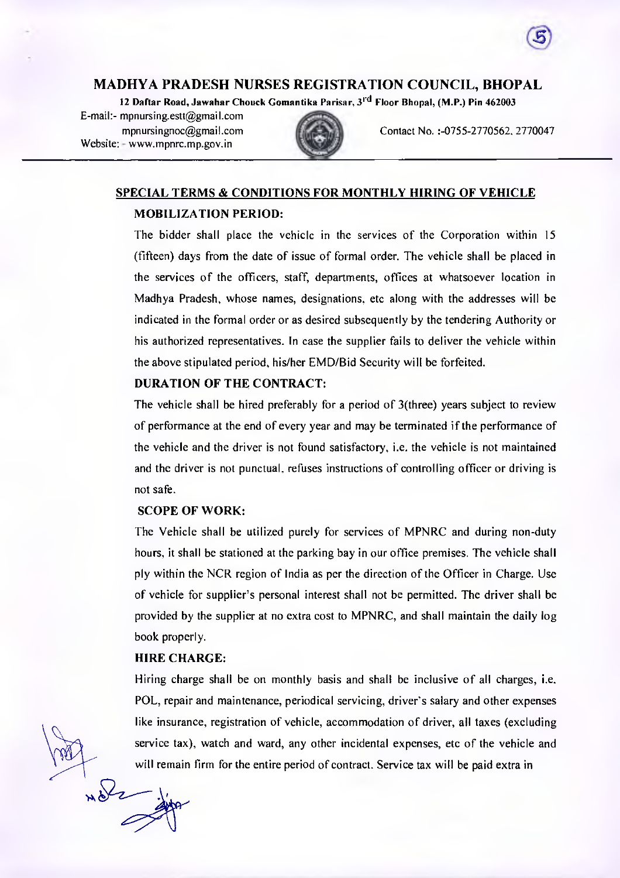# MADHYA PRADESH NURSES REGISTRATION COUNCIL, BHOPAL

**12 Daftar Road, Jawahar Chouck Gomantika Parisar, 3rd Floor Bhopal, (M.P.) Pin 462003**

E-mail:- mpnursing.estt@gmail.com
mpnursingnoc@gmail.com
Website: - www.mpnrc.mp.gov.in

Contact No. :-0755-2770562, 2770047

## SPECIAL TERMS & CONDITIONS FOR MONTHLY HIRING OF VEHICLE

### MOBILIZATION PERIOD:

The bidder shall place the vehicle in the services of the Corporation within 15 (fifteen) days from the date of issue of formal order. The vehicle shall be placed in the services of the officers, staff, departments, offices at whatsoever location in Madhya Pradesh, whose names, designations, etc along with the addresses will be indicated in the formal order or as desired subsequently by the tendering Authority or his authorized representatives. In case the supplier fails to deliver the vehicle within the above stipulated period, his/her EMD/Bid Security will be forfeited.

### DURATION OF THE CONTRACT:

The vehicle shall be hired preferably for a period of 3(three) years subject to review of performance at the end of every year and may be terminated if the performance of the vehicle and the driver is not found satisfactory, i.e. the vehicle is not maintained and the driver is not punctual, refuses instructions of controlling officer or driving is not safe.

### SCOPE OF WORK:

The Vehicle shall be utilized purely for services of MPNRC and during non-duty hours, it shall be stationed at the parking bay in our office premises. The vehicle shall ply within the NCR region of India as per the direction of the Officer in Charge. Use of vehicle for supplier's personal interest shall not be permitted. The driver shall be provided by the supplier at no extra cost to MPNRC, and shall maintain the daily log book properly.

### HIRE CHARGE:

Hiring charge shall be on monthly basis and shall be inclusive of all charges, i.e. POL, repair and maintenance, periodical servicing, driver's salary and other expenses like insurance, registration of vehicle, accommodation of driver, all taxes (excluding service tax), watch and ward, any other incidental expenses, etc of the vehicle and will remain firm for the entire period of contract. Service tax will be paid extra in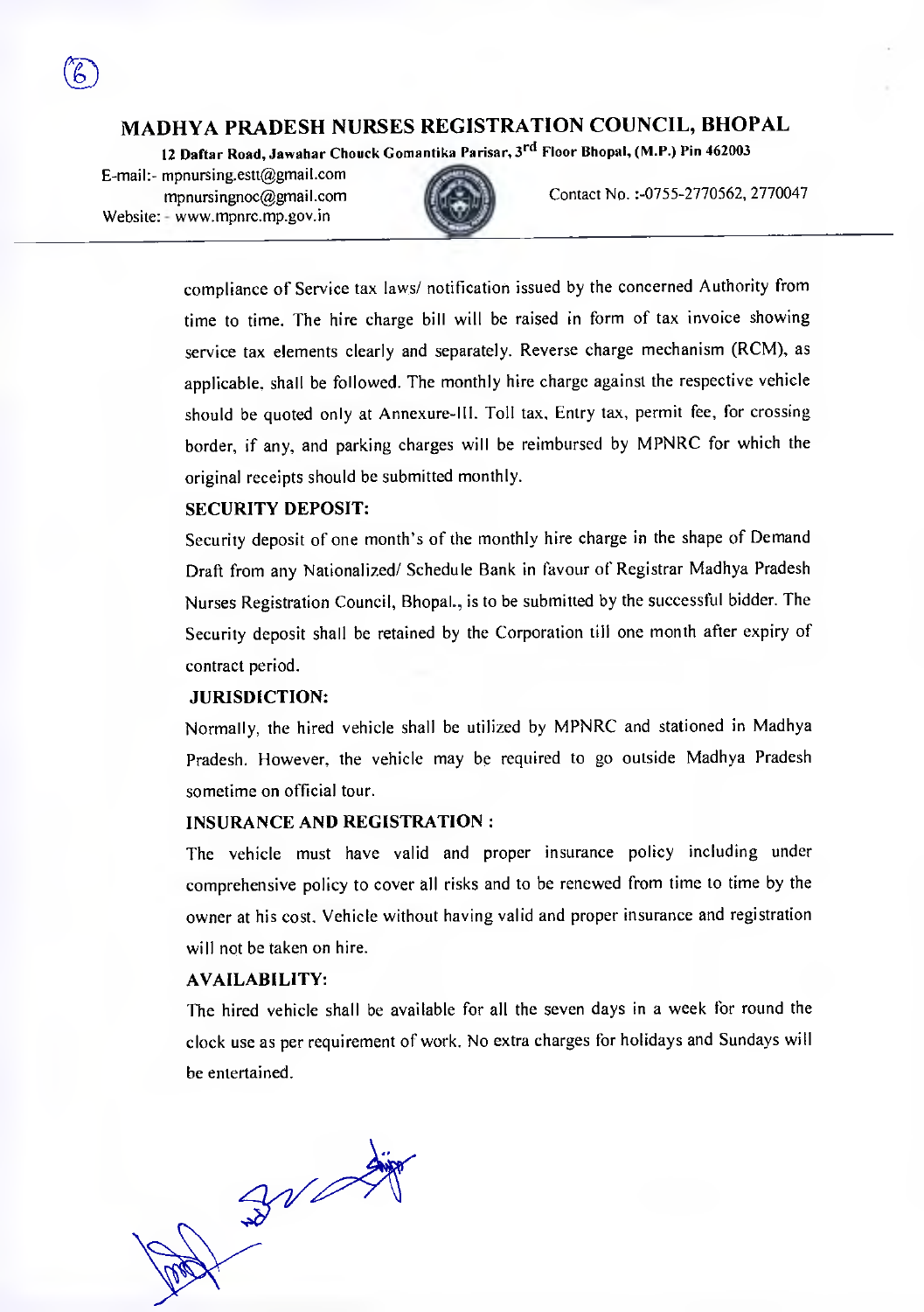# MADHYA PRADESH NURSES REGISTRATION COUNCIL, BHOPAL

**12 Daftar Road, Jawahar Chouck Gomantika Parisar, 3rd Floor Bhopal, (M.P.) Pin 462003**

E-mail:- mpnursing.estt@gmail.com
mpnursingnoc@gmail.com
Website: - www.mpnrc.mp.gov.in

Contact No. :-0755-2770562, 2770047

compliance of Service tax laws/ notification issued by the concerned Authority from time to time. The hire charge bill will be raised in form of tax invoice showing service tax elements clearly and separately. Reverse charge mechanism (RCM), as applicable, shall be followed. The monthly hire charge against the respective vehicle should be quoted only at Annexure-III. Toll tax, Entry tax, permit fee, for crossing border, if any, and parking charges will be reimbursed by MPNRC for which the original receipts should be submitted monthly.

**SECURITY DEPOSIT:**

Security deposit of one month's of the monthly hire charge in the shape of Demand Draft from any Nationalized/ Schedule Bank in favour of Registrar Madhya Pradesh Nurses Registration Council, Bhopal., is to be submitted by the successful bidder. The Security deposit shall be retained by the Corporation till one month after expiry of contract period.

**JURISDICTION:**

Normally, the hired vehicle shall be utilized by MPNRC and stationed in Madhya Pradesh. However, the vehicle may be required to go outside Madhya Pradesh sometime on official tour.

**INSURANCE AND REGISTRATION :**

The vehicle must have valid and proper insurance policy including under comprehensive policy to cover all risks and to be renewed from time to time by the owner at his cost. Vehicle without having valid and proper insurance and registration will not be taken on hire.

**AVAILABILITY:**

The hired vehicle shall be available for all the seven days in a week for round the clock use as per requirement of work. No extra charges for holidays and Sundays will be entertained.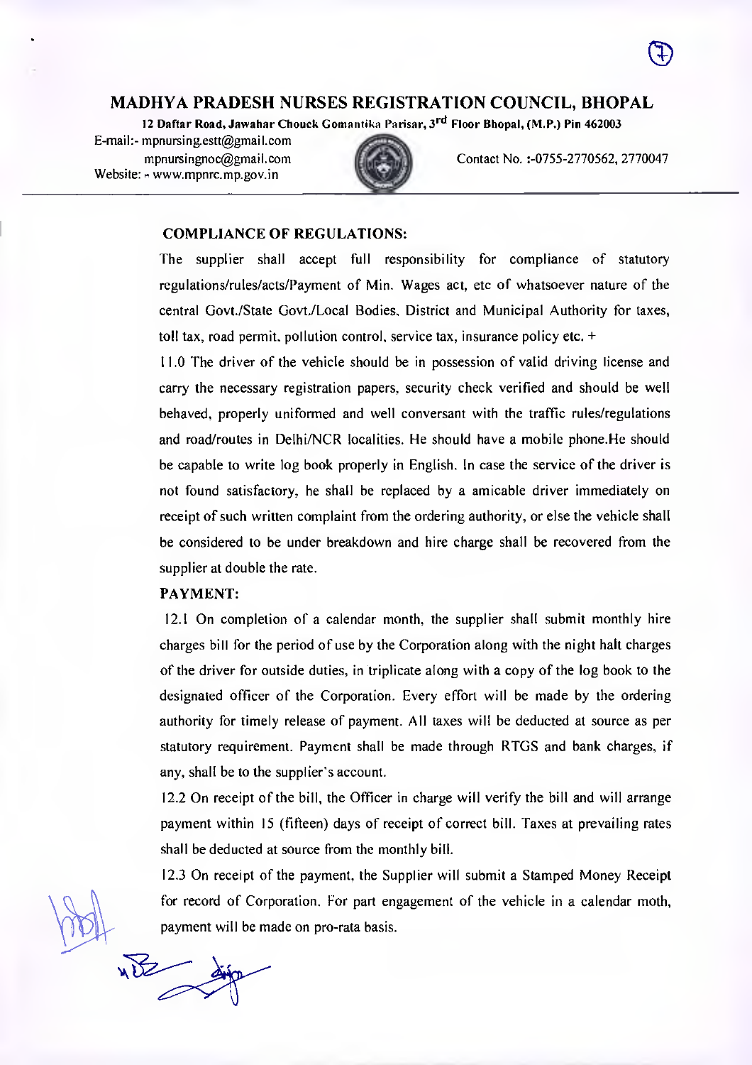# MADHYA PRADESH NURSES REGISTRATION COUNCIL, BHOPAL

**12 Daftar Road, Jawahar Chouck Gomantika Parisar, 3rd Floor Bhopal, (M.P.) Pin 462003**

E-mail:- mpnursing.estt@gmail.com
mpnursingnoc@gmail.com
Website: - www.mpnrc.mp.gov.in

Contact No. :-0755-2770562, 2770047

**COMPLIANCE OF REGULATIONS:**

The supplier shall accept full responsibility for compliance of statutory regulations/rules/acts/Payment of Min. Wages act, etc of whatsoever nature of the central Govt./State Govt./Local Bodies, District and Municipal Authority for taxes, toll tax, road permit, pollution control, service tax, insurance policy etc. +

11.0 The driver of the vehicle should be in possession of valid driving license and carry the necessary registration papers, security check verified and should be well behaved, properly uniformed and well conversant with the traffic rules/regulations and road/routes in Delhi/NCR localities. He should have a mobile phone.He should be capable to write log book properly in English. In case the service of the driver is not found satisfactory, he shall be replaced by a amicable driver immediately on receipt of such written complaint from the ordering authority, or else the vehicle shall be considered to be under breakdown and hire charge shall be recovered from the supplier at double the rate.

**PAYMENT:**

12.1 On completion of a calendar month, the supplier shall submit monthly hire charges bill for the period of use by the Corporation along with the night halt charges of the driver for outside duties, in triplicate along with a copy of the log book to the designated officer of the Corporation. Every effort will be made by the ordering authority for timely release of payment. All taxes will be deducted at source as per statutory requirement. Payment shall be made through RTGS and bank charges, if any, shall be to the supplier's account.

12.2 On receipt of the bill, the Officer in charge will verify the bill and will arrange payment within 15 (fifteen) days of receipt of correct bill. Taxes at prevailing rates shall be deducted at source from the monthly bill.

12.3 On receipt of the payment, the Supplier will submit a Stamped Money Receipt for record of Corporation. For part engagement of the vehicle in a calendar moth, payment will be made on pro-rata basis.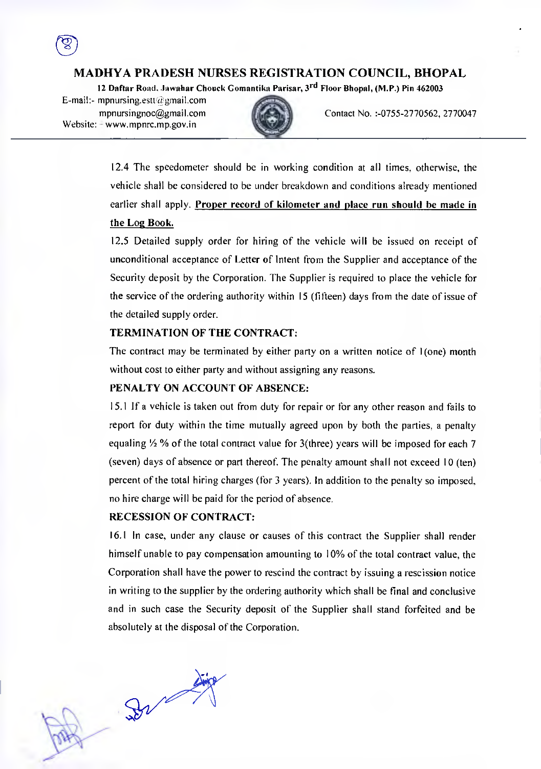12.4 The speedometer should be in working condition at all times, otherwise, the vehicle shall be considered to be under breakdown and conditions already mentioned earlier shall apply. **Proper record of kilometer and place run should be made in the Log Book.**

12.5 Detailed supply order for hiring of the vehicle will be issued on receipt of unconditional acceptance of Letter of Intent from the Supplier and acceptance of the Security deposit by the Corporation. The Supplier is required to place the vehicle for the service of the ordering authority within 15 (fifteen) days from the date of issue of the detailed supply order.

**TERMINATION OF THE CONTRACT:**

The contract may be terminated by either party on a written notice of 1(one) month without cost to either party and without assigning any reasons.

**PENALTY ON ACCOUNT OF ABSENCE:**

15.1 If a vehicle is taken out from duty for repair or for any other reason and fails to report for duty within the time mutually agreed upon by both the parties, a penalty equaling ½ % of the total contract value for 3(three) years will be imposed for each 7 (seven) days of absence or part thereof. The penalty amount shall not exceed 10 (ten) percent of the total hiring charges (for 3 years). In addition to the penalty so imposed, no hire charge will be paid for the period of absence.

**RECESSION OF CONTRACT:**

16.1 In case, under any clause or causes of this contract the Supplier shall render himself unable to pay compensation amounting to 10% of the total contract value, the Corporation shall have the power to rescind the contract by issuing a rescission notice in writing to the supplier by the ordering authority which shall be final and conclusive and in such case the Security deposit of the Supplier shall stand forfeited and be absolutely at the disposal of the Corporation.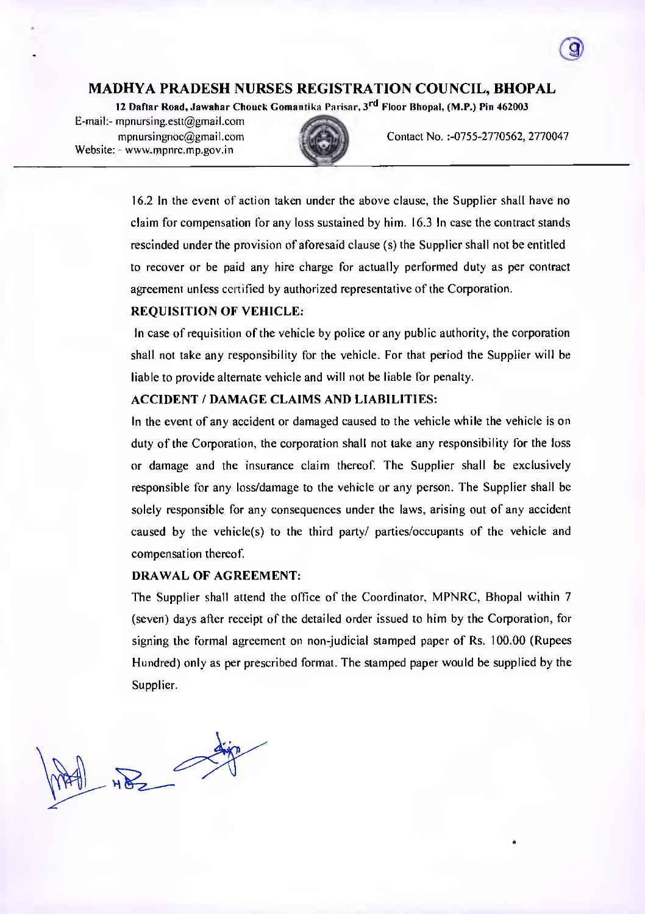16.2 In the event of action taken under the above clause, the Supplier shall have no claim for compensation for any loss sustained by him. 16.3 In case the contract stands rescinded under the provision of aforesaid clause (s) the Supplier shall not be entitled to recover or be paid any hire charge for actually performed duty as per contract agreement unless certified by authorized representative of the Corporation.

**REQUISITION OF VEHICLE:**

In case of requisition of the vehicle by police or any public authority, the corporation shall not take any responsibility for the vehicle. For that period the Supplier will be liable to provide alternate vehicle and will not be liable for penalty.

**ACCIDENT / DAMAGE CLAIMS AND LIABILITIES:**

In the event of any accident or damaged caused to the vehicle while the vehicle is on duty of the Corporation, the corporation shall not take any responsibility for the loss or damage and the insurance claim thereof. The Supplier shall be exclusively responsible for any loss/damage to the vehicle or any person. The Supplier shall be solely responsible for any consequences under the laws, arising out of any accident caused by the vehicle(s) to the third party/ parties/occupants of the vehicle and compensation thereof.

**DRAWAL OF AGREEMENT:**

The Supplier shall attend the office of the Coordinator, MPNRC, Bhopal within 7 (seven) days after receipt of the detailed order issued to him by the Corporation, for signing the formal agreement on non-judicial stamped paper of Rs. 100.00 (Rupees Hundred) only as per prescribed format. The stamped paper would be supplied by the Supplier.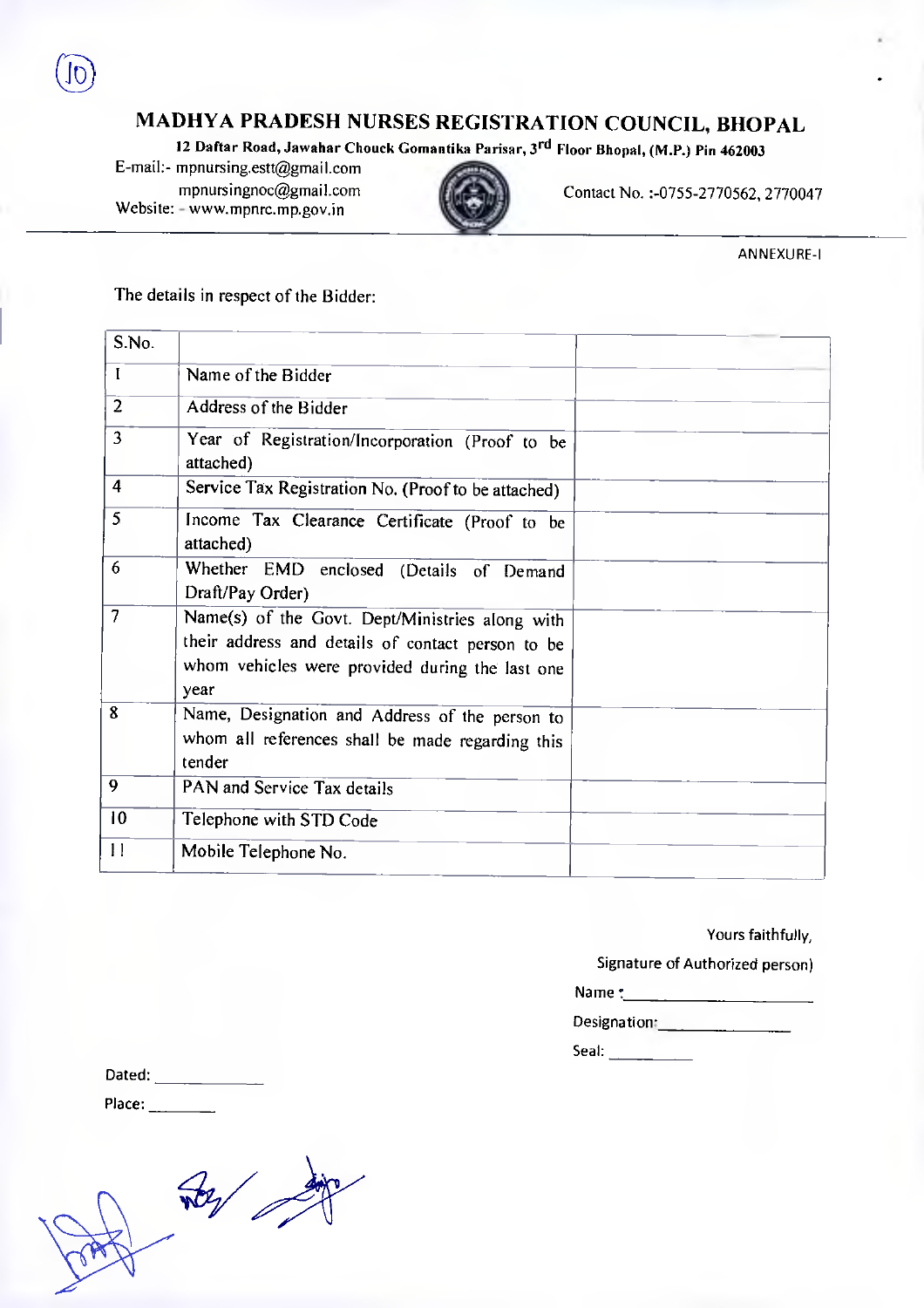# MADHYA PRADESH NURSES REGISTRATION COUNCIL, BHOPAL

12 Daftar Road, Jawahar Chouck Gomantika Parisar, 3rd Floor Bhopal, (M.P.) Pin 462003

E-mail:- mpnursing.estt@gmail.com
mpnursingnoc@gmail.com
Website: - www.mpnrc.mp.gov.in

Contact No. :-0755-2770562, 2770047

ANNEXURE-I

The details in respect of the Bidder:

| S.No. | | |
|---|---|---|
| 1 | Name of the Bidder | |
| 2 | Address of the Bidder | |
| 3 | Year of Registration/Incorporation (Proof to be attached) | |
| 4 | Service Tax Registration No. (Proof to be attached) | |
| 5 | Income Tax Clearance Certificate (Proof to be attached) | |
| 6 | Whether EMD enclosed (Details of Demand Draft/Pay Order) | |
| 7 | Name(s) of the Govt. Dept/Ministries along with their address and details of contact person to be whom vehicles were provided during the last one year | |
| 8 | Name, Designation and Address of the person to whom all references shall be made regarding this tender | |
| 9 | PAN and Service Tax details | |
| 10 | Telephone with STD Code | |
| 11 | Mobile Telephone No. | |

Yours faithfully,

Signature of Authorized person)

Name :\_\_\_\_\_\_\_\_\_\_\_\_\_\_\_\_\_\_\_\_

Designation:\_\_\_\_\_\_\_\_\_\_\_\_\_\_\_\_

Seal: \_\_\_\_\_\_\_\_\_\_

Dated: \_\_\_\_\_\_\_\_\_\_\_\_

Place: \_\_\_\_\_\_\_\_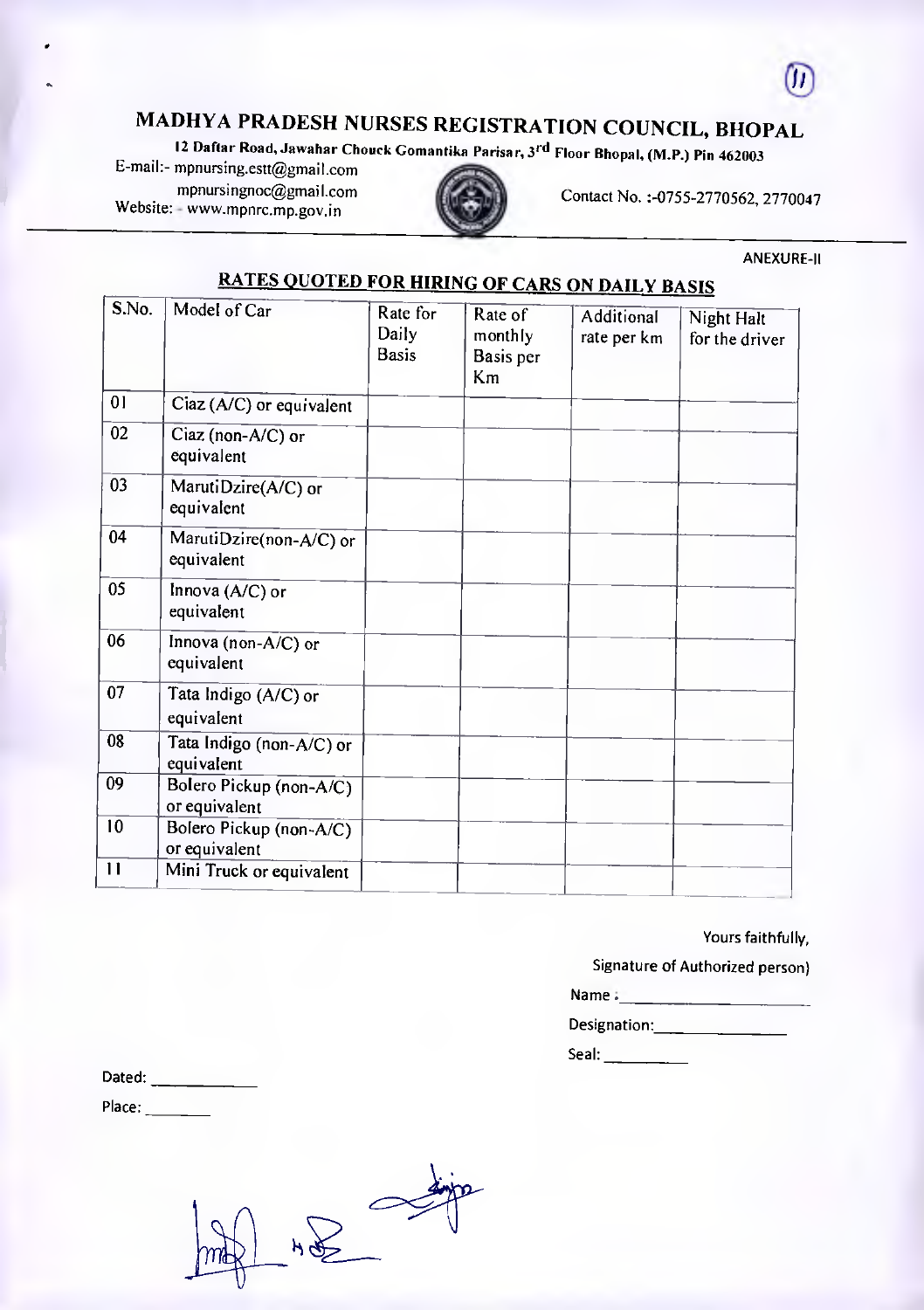# MADHYA PRADESH NURSES REGISTRATION COUNCIL, BHOPAL

12 Daftar Road, Jawahar Chouck Gomantika Parisar, 3rd Floor Bhopal, (M.P.) Pin 462003

E-mail:- mpnursing.estt@gmail.com
mpnursingnoc@gmail.com
Website: - www.mpnrc.mp.gov.in

Contact No. :-0755-2770562, 2770047

ANEXURE-II

## RATES QUOTED FOR HIRING OF CARS ON DAILY BASIS

| S.No. | Model of Car | Rate for Daily Basis | Rate of monthly Basis per Km | Additional rate per km | Night Halt for the driver |
|---|---|---|---|---|---|
| 01 | Ciaz (A/C) or equivalent | | | | |
| 02 | Ciaz (non-A/C) or equivalent | | | | |
| 03 | MarutiDzire(A/C) or equivalent | | | | |
| 04 | MarutiDzire(non-A/C) or equivalent | | | | |
| 05 | Innova (A/C) or equivalent | | | | |
| 06 | Innova (non-A/C) or equivalent | | | | |
| 07 | Tata Indigo (A/C) or equivalent | | | | |
| 08 | Tata Indigo (non-A/C) or equivalent | | | | |
| 09 | Bolero Pickup (non-A/C) or equivalent | | | | |
| 10 | Bolero Pickup (non-A/C) or equivalent | | | | |
| 11 | Mini Truck or equivalent | | | | |

Yours faithfully,

Signature of Authorized person)

Name : ____________________

Designation: ______________

Seal: __________

Dated: ____________

Place: ________